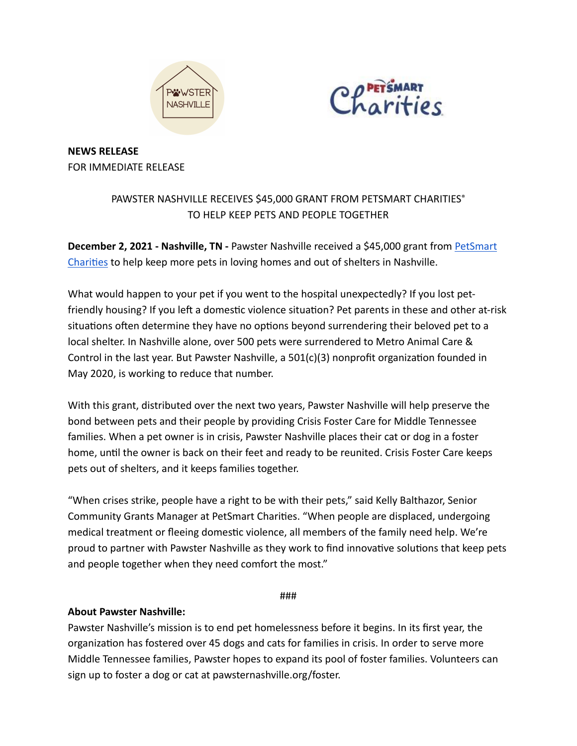**NEWS RELEASE**
FOR IMMEDIATE RELEASE

PAWSTER NASHVILLE RECEIVES $45,000 GRANT FROM PETSMART CHARITIES®
TO HELP KEEP PETS AND PEOPLE TOGETHER

**December 2, 2021 - Nashville, TN -** Pawster Nashville received a $45,000 grant from PetSmart Charities to help keep more pets in loving homes and out of shelters in Nashville.

What would happen to your pet if you went to the hospital unexpectedly? If you lost pet-friendly housing? If you left a domestic violence situation? Pet parents in these and other at-risk situations often determine they have no options beyond surrendering their beloved pet to a local shelter. In Nashville alone, over 500 pets were surrendered to Metro Animal Care & Control in the last year. But Pawster Nashville, a 501(c)(3) nonprofit organization founded in May 2020, is working to reduce that number.

With this grant, distributed over the next two years, Pawster Nashville will help preserve the bond between pets and their people by providing Crisis Foster Care for Middle Tennessee families. When a pet owner is in crisis, Pawster Nashville places their cat or dog in a foster home, until the owner is back on their feet and ready to be reunited. Crisis Foster Care keeps pets out of shelters, and it keeps families together.

"When crises strike, people have a right to be with their pets," said Kelly Balthazor, Senior Community Grants Manager at PetSmart Charities. "When people are displaced, undergoing medical treatment or fleeing domestic violence, all members of the family need help. We're proud to partner with Pawster Nashville as they work to find innovative solutions that keep pets and people together when they need comfort the most."

###

**About Pawster Nashville:**
Pawster Nashville's mission is to end pet homelessness before it begins. In its first year, the organization has fostered over 45 dogs and cats for families in crisis. In order to serve more Middle Tennessee families, Pawster hopes to expand its pool of foster families. Volunteers can sign up to foster a dog or cat at pawsternashville.org/foster.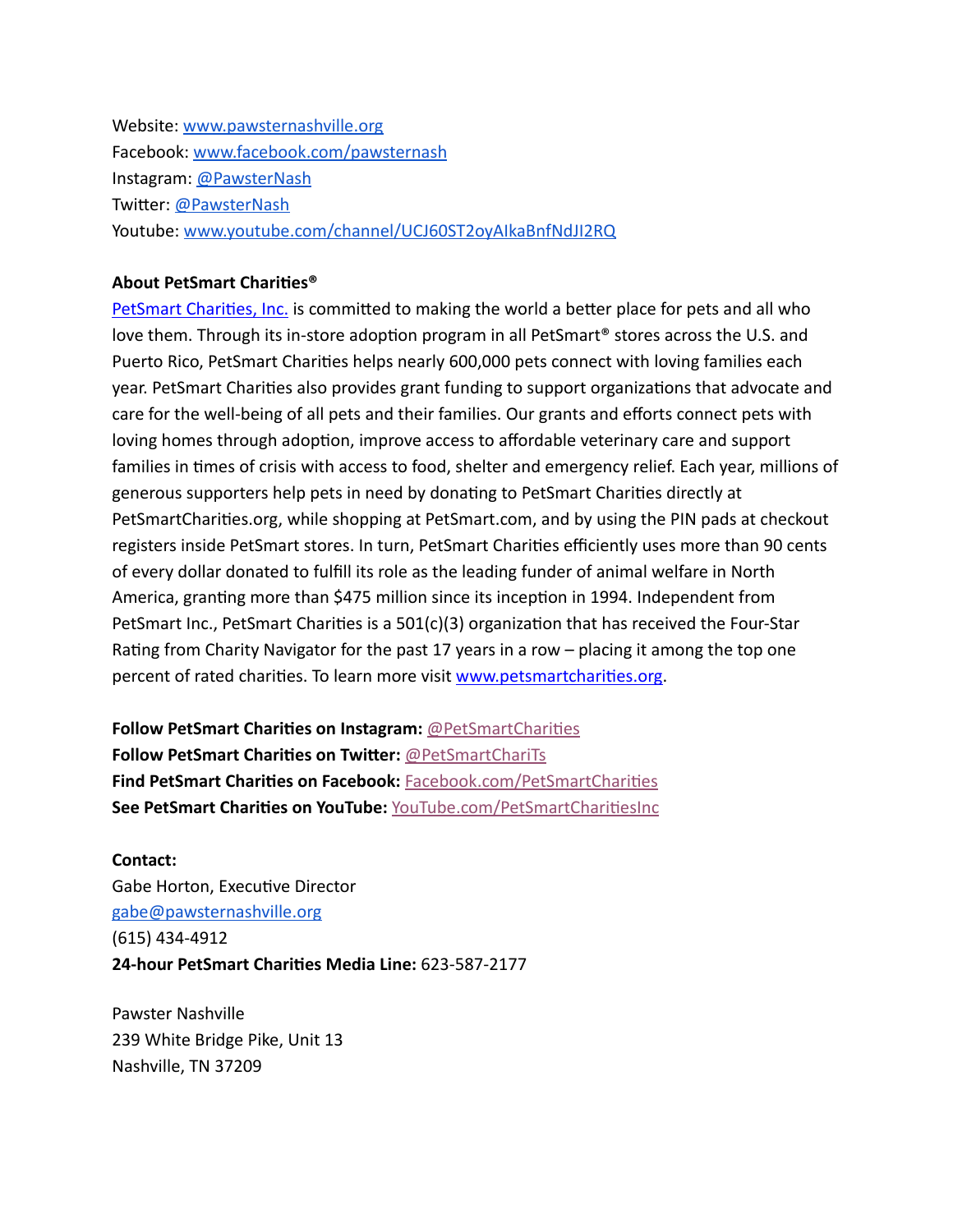Website: www.pawsternashville.org
Facebook: www.facebook.com/pawsternash
Instagram: @PawsterNash
Twitter: @PawsterNash
Youtube: www.youtube.com/channel/UCJ60ST2oyAIkaBnfNdJI2RQ

**About PetSmart Charities®**

PetSmart Charities, Inc. is committed to making the world a better place for pets and all who love them. Through its in-store adoption program in all PetSmart® stores across the U.S. and Puerto Rico, PetSmart Charities helps nearly 600,000 pets connect with loving families each year. PetSmart Charities also provides grant funding to support organizations that advocate and care for the well-being of all pets and their families. Our grants and efforts connect pets with loving homes through adoption, improve access to affordable veterinary care and support families in times of crisis with access to food, shelter and emergency relief. Each year, millions of generous supporters help pets in need by donating to PetSmart Charities directly at PetSmartCharities.org, while shopping at PetSmart.com, and by using the PIN pads at checkout registers inside PetSmart stores. In turn, PetSmart Charities efficiently uses more than 90 cents of every dollar donated to fulfill its role as the leading funder of animal welfare in North America, granting more than $475 million since its inception in 1994. Independent from PetSmart Inc., PetSmart Charities is a 501(c)(3) organization that has received the Four-Star Rating from Charity Navigator for the past 17 years in a row – placing it among the top one percent of rated charities. To learn more visit www.petsmartcharities.org.

**Follow PetSmart Charities on Instagram:** @PetSmartCharities
**Follow PetSmart Charities on Twitter:** @PetSmartChariTs
**Find PetSmart Charities on Facebook:** Facebook.com/PetSmartCharities
**See PetSmart Charities on YouTube:** YouTube.com/PetSmartCharitiesInc

**Contact:**
Gabe Horton, Executive Director
gabe@pawsternashville.org
(615) 434-4912
**24-hour PetSmart Charities Media Line:** 623-587-2177

Pawster Nashville
239 White Bridge Pike, Unit 13
Nashville, TN 37209